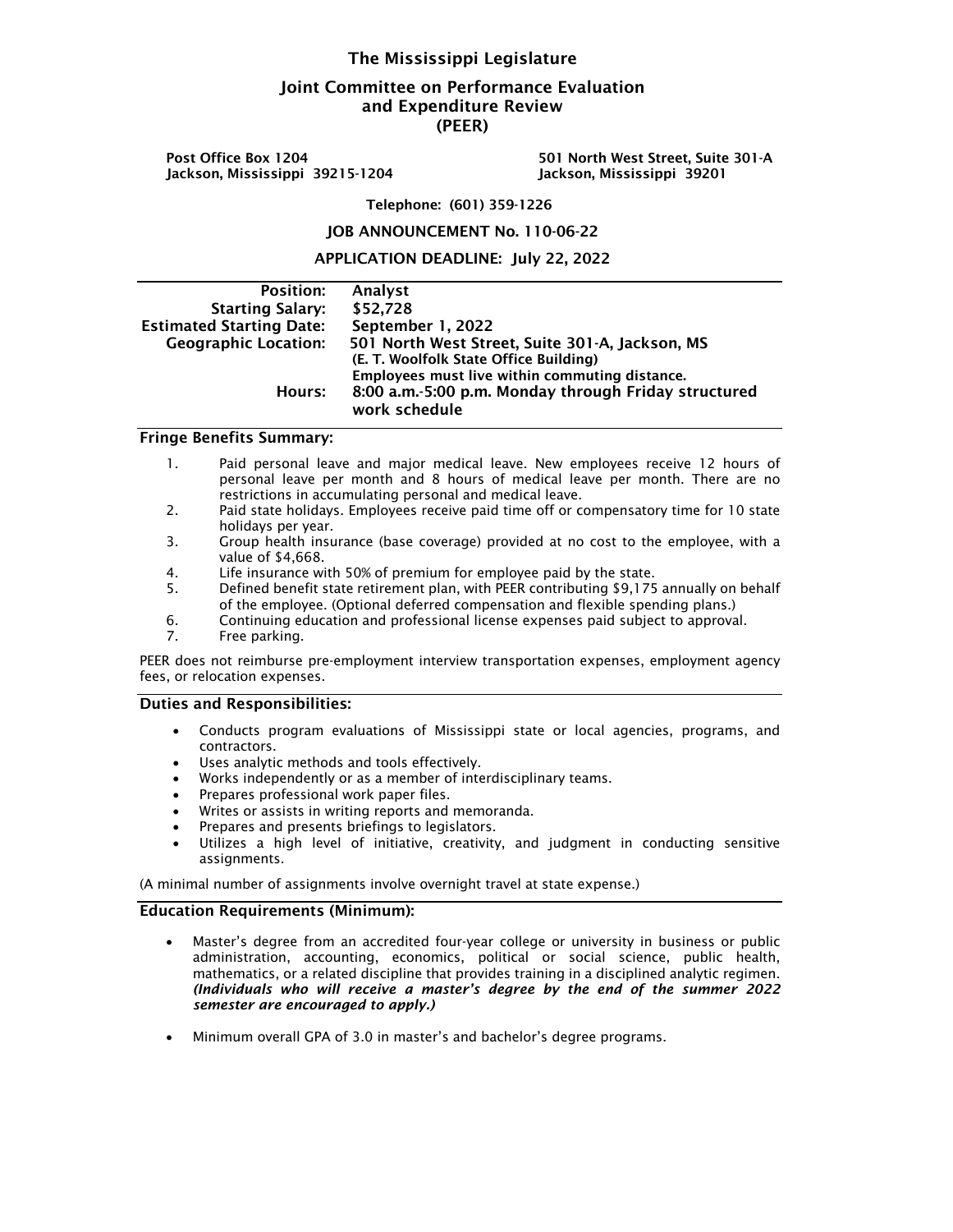# The Mississippi Legislature

## Joint Committee on Performance Evaluation and Expenditure Review (PEER)

Post Office Box 1204
Jackson, Mississippi 39215-1204

501 North West Street, Suite 301-A
Jackson, Mississippi 39201

Telephone: (601) 359-1226

**JOB ANNOUNCEMENT No. 110-06-22**

**APPLICATION DEADLINE: July 22, 2022**

| | |
|---|---|
| **Position:** | **Analyst** |
| **Starting Salary:** | **$52,728** |
| **Estimated Starting Date:** | **September 1, 2022** |
| **Geographic Location:** | **501 North West Street, Suite 301-A, Jackson, MS** (E. T. Woolfolk State Office Building) Employees must live within commuting distance. |
| **Hours:** | **8:00 a.m.-5:00 p.m. Monday through Friday structured work schedule** |

### Fringe Benefits Summary:

1. Paid personal leave and major medical leave. New employees receive 12 hours of personal leave per month and 8 hours of medical leave per month. There are no restrictions in accumulating personal and medical leave.
2. Paid state holidays. Employees receive paid time off or compensatory time for 10 state holidays per year.
3. Group health insurance (base coverage) provided at no cost to the employee, with a value of $4,668.
4. Life insurance with 50% of premium for employee paid by the state.
5. Defined benefit state retirement plan, with PEER contributing $9,175 annually on behalf of the employee. (Optional deferred compensation and flexible spending plans.)
6. Continuing education and professional license expenses paid subject to approval.
7. Free parking.

PEER does not reimburse pre-employment interview transportation expenses, employment agency fees, or relocation expenses.

### Duties and Responsibilities:

- Conducts program evaluations of Mississippi state or local agencies, programs, and contractors.
- Uses analytic methods and tools effectively.
- Works independently or as a member of interdisciplinary teams.
- Prepares professional work paper files.
- Writes or assists in writing reports and memoranda.
- Prepares and presents briefings to legislators.
- Utilizes a high level of initiative, creativity, and judgment in conducting sensitive assignments.

(A minimal number of assignments involve overnight travel at state expense.)

### Education Requirements (Minimum):

- Master's degree from an accredited four-year college or university in business or public administration, accounting, economics, political or social science, public health, mathematics, or a related discipline that provides training in a disciplined analytic regimen. ***(Individuals who will receive a master's degree by the end of the summer 2022 semester are encouraged to apply.)***
- Minimum overall GPA of 3.0 in master's and bachelor's degree programs.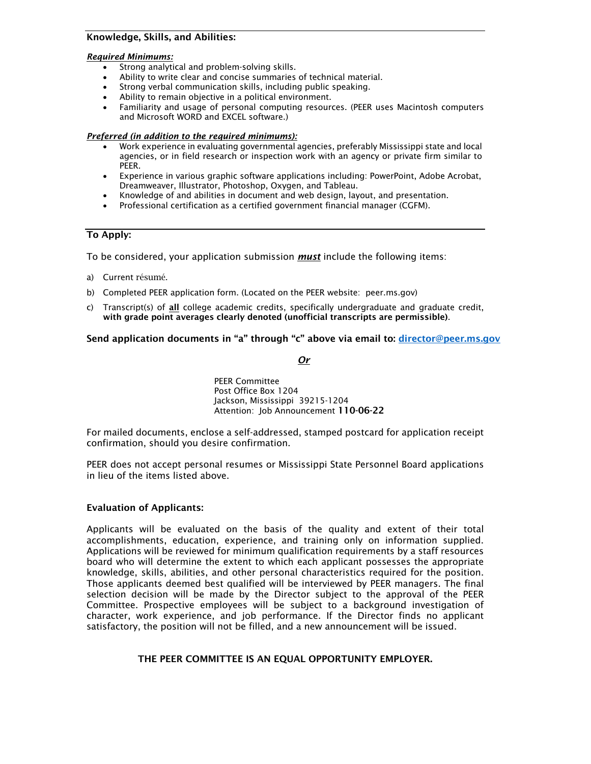### Knowledge, Skills, and Abilities:

***Required Minimums:***

- Strong analytical and problem-solving skills.
- Ability to write clear and concise summaries of technical material.
- Strong verbal communication skills, including public speaking.
- Ability to remain objective in a political environment.
- Familiarity and usage of personal computing resources. (PEER uses Macintosh computers and Microsoft WORD and EXCEL software.)

***Preferred (in addition to the required minimums):***

- Work experience in evaluating governmental agencies, preferably Mississippi state and local agencies, or in field research or inspection work with an agency or private firm similar to PEER.
- Experience in various graphic software applications including: PowerPoint, Adobe Acrobat, Dreamweaver, Illustrator, Photoshop, Oxygen, and Tableau.
- Knowledge of and abilities in document and web design, layout, and presentation.
- Professional certification as a certified government financial manager (CGFM).

### To Apply:

To be considered, your application submission ***must*** include the following items:

a) Current résumé.

b) Completed PEER application form. (Located on the PEER website: peer.ms.gov)

c) Transcript(s) of **all** college academic credits, specifically undergraduate and graduate credit, **with grade point averages clearly denoted (unofficial transcripts are permissible)**.

**Send application documents in "a" through "c" above via email to: director@peer.ms.gov**

***Or***

PEER Committee
Post Office Box 1204
Jackson, Mississippi 39215-1204
Attention: Job Announcement **110-06-22**

For mailed documents, enclose a self-addressed, stamped postcard for application receipt confirmation, should you desire confirmation.

PEER does not accept personal resumes or Mississippi State Personnel Board applications in lieu of the items listed above.

### Evaluation of Applicants:

Applicants will be evaluated on the basis of the quality and extent of their total accomplishments, education, experience, and training only on information supplied. Applications will be reviewed for minimum qualification requirements by a staff resources board who will determine the extent to which each applicant possesses the appropriate knowledge, skills, abilities, and other personal characteristics required for the position. Those applicants deemed best qualified will be interviewed by PEER managers. The final selection decision will be made by the Director subject to the approval of the PEER Committee. Prospective employees will be subject to a background investigation of character, work experience, and job performance. If the Director finds no applicant satisfactory, the position will not be filled, and a new announcement will be issued.

**THE PEER COMMITTEE IS AN EQUAL OPPORTUNITY EMPLOYER.**